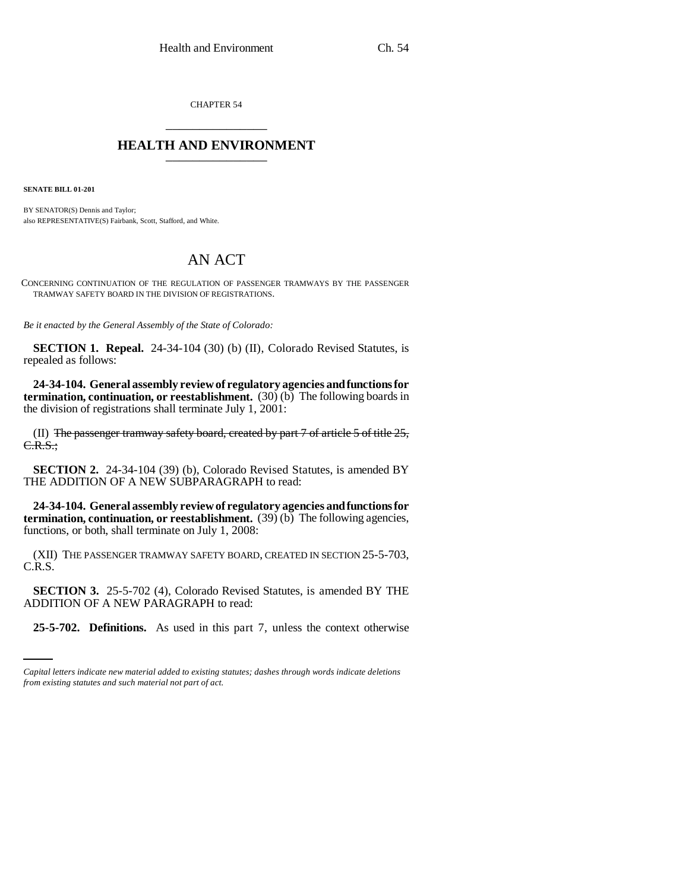CHAPTER 54

# HEALTH AND ENVIRONMENT

**SENATE BILL 01-201**

BY SENATOR(S) Dennis and Taylor;
also REPRESENTATIVE(S) Fairbank, Scott, Stafford, and White.

## AN ACT

CONCERNING CONTINUATION OF THE REGULATION OF PASSENGER TRAMWAYS BY THE PASSENGER TRAMWAY SAFETY BOARD IN THE DIVISION OF REGISTRATIONS.

*Be it enacted by the General Assembly of the State of Colorado:*

**SECTION 1. Repeal.** 24-34-104 (30) (b) (II), Colorado Revised Statutes, is repealed as follows:

**24-34-104. General assembly review of regulatory agencies and functions for termination, continuation, or reestablishment.** (30) (b) The following boards in the division of registrations shall terminate July 1, 2001:

(II) ~~The passenger tramway safety board, created by part 7 of article 5 of title 25, C.R.S.;~~

**SECTION 2.** 24-34-104 (39) (b), Colorado Revised Statutes, is amended BY THE ADDITION OF A NEW SUBPARAGRAPH to read:

**24-34-104. General assembly review of regulatory agencies and functions for termination, continuation, or reestablishment.** (39) (b) The following agencies, functions, or both, shall terminate on July 1, 2008:

(XII) THE PASSENGER TRAMWAY SAFETY BOARD, CREATED IN SECTION 25-5-703, C.R.S.

**SECTION 3.** 25-5-702 (4), Colorado Revised Statutes, is amended BY THE ADDITION OF A NEW PARAGRAPH to read:

**25-5-702. Definitions.** As used in this part 7, unless the context otherwise

*Capital letters indicate new material added to existing statutes; dashes through words indicate deletions from existing statutes and such material not part of act.*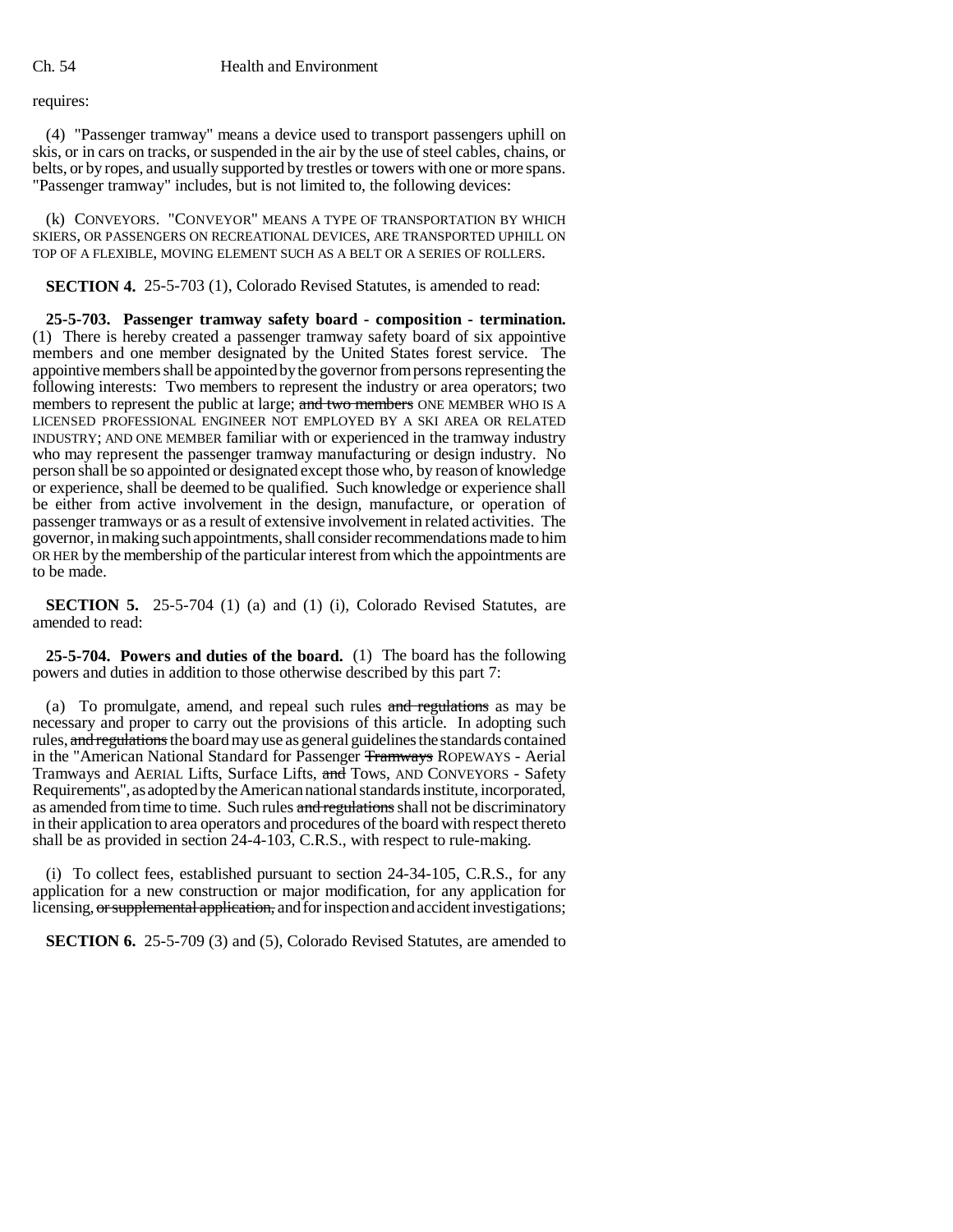requires:

(4) "Passenger tramway" means a device used to transport passengers uphill on skis, or in cars on tracks, or suspended in the air by the use of steel cables, chains, or belts, or by ropes, and usually supported by trestles or towers with one or more spans. "Passenger tramway" includes, but is not limited to, the following devices:

(k) CONVEYORS. "CONVEYOR" MEANS A TYPE OF TRANSPORTATION BY WHICH SKIERS, OR PASSENGERS ON RECREATIONAL DEVICES, ARE TRANSPORTED UPHILL ON TOP OF A FLEXIBLE, MOVING ELEMENT SUCH AS A BELT OR A SERIES OF ROLLERS.

**SECTION 4.** 25-5-703 (1), Colorado Revised Statutes, is amended to read:

**25-5-703. Passenger tramway safety board - composition - termination.** (1) There is hereby created a passenger tramway safety board of six appointive members and one member designated by the United States forest service. The appointive members shall be appointed by the governor from persons representing the following interests: Two members to represent the industry or area operators; two members to represent the public at large; ~~and two members~~ ONE MEMBER WHO IS A LICENSED PROFESSIONAL ENGINEER NOT EMPLOYED BY A SKI AREA OR RELATED INDUSTRY; AND ONE MEMBER familiar with or experienced in the tramway industry who may represent the passenger tramway manufacturing or design industry. No person shall be so appointed or designated except those who, by reason of knowledge or experience, shall be deemed to be qualified. Such knowledge or experience shall be either from active involvement in the design, manufacture, or operation of passenger tramways or as a result of extensive involvement in related activities. The governor, in making such appointments, shall consider recommendations made to him OR HER by the membership of the particular interest from which the appointments are to be made.

**SECTION 5.** 25-5-704 (1) (a) and (1) (i), Colorado Revised Statutes, are amended to read:

**25-5-704. Powers and duties of the board.** (1) The board has the following powers and duties in addition to those otherwise described by this part 7:

(a) To promulgate, amend, and repeal such rules ~~and regulations~~ as may be necessary and proper to carry out the provisions of this article. In adopting such rules, ~~and regulations~~ the board may use as general guidelines the standards contained in the "American National Standard for Passenger ~~Tramways~~ ROPEWAYS - Aerial Tramways and AERIAL Lifts, Surface Lifts, ~~and~~ Tows, AND CONVEYORS - Safety Requirements", as adopted by the American national standards institute, incorporated, as amended from time to time. Such rules ~~and regulations~~ shall not be discriminatory in their application to area operators and procedures of the board with respect thereto shall be as provided in section 24-4-103, C.R.S., with respect to rule-making.

(i) To collect fees, established pursuant to section 24-34-105, C.R.S., for any application for a new construction or major modification, for any application for licensing, ~~or supplemental application,~~ and for inspection and accident investigations;

**SECTION 6.** 25-5-709 (3) and (5), Colorado Revised Statutes, are amended to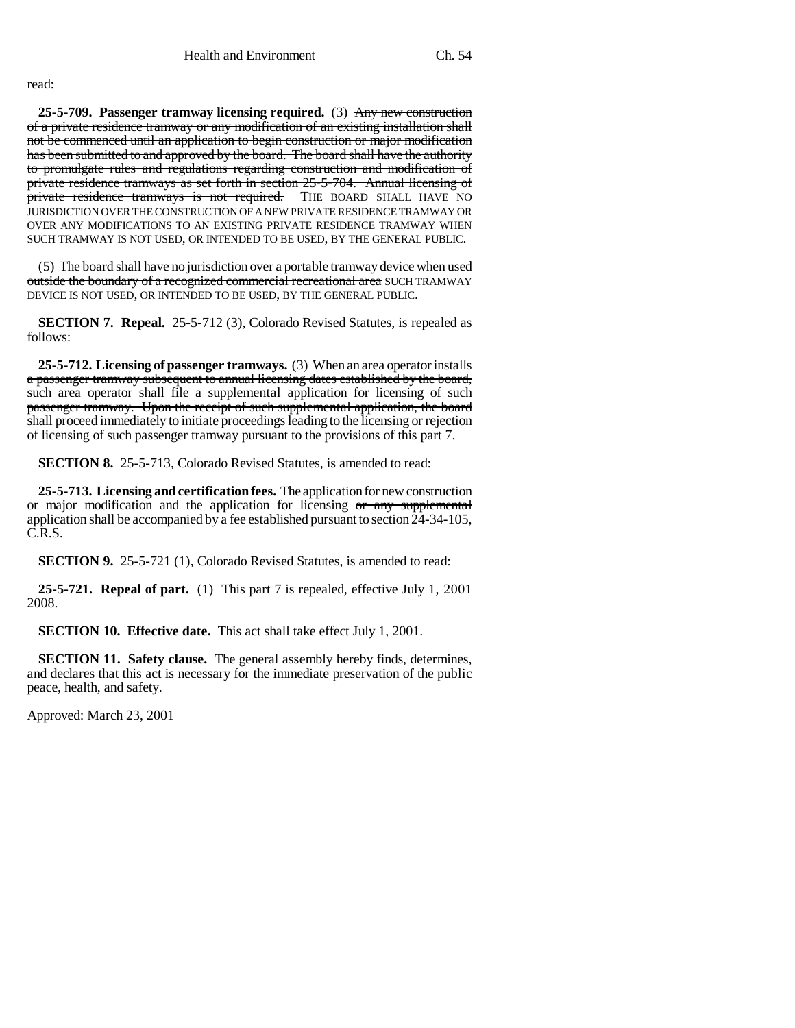read:

**25-5-709. Passenger tramway licensing required.** (3) ~~Any new construction of a private residence tramway or any modification of an existing installation shall not be commenced until an application to begin construction or major modification has been submitted to and approved by the board. The board shall have the authority to promulgate rules and regulations regarding construction and modification of private residence tramways as set forth in section 25-5-704. Annual licensing of private residence tramways is not required.~~ THE BOARD SHALL HAVE NO JURISDICTION OVER THE CONSTRUCTION OF A NEW PRIVATE RESIDENCE TRAMWAY OR OVER ANY MODIFICATIONS TO AN EXISTING PRIVATE RESIDENCE TRAMWAY WHEN SUCH TRAMWAY IS NOT USED, OR INTENDED TO BE USED, BY THE GENERAL PUBLIC.

(5) The board shall have no jurisdiction over a portable tramway device when ~~used outside the boundary of a recognized commercial recreational area~~ SUCH TRAMWAY DEVICE IS NOT USED, OR INTENDED TO BE USED, BY THE GENERAL PUBLIC.

**SECTION 7. Repeal.** 25-5-712 (3), Colorado Revised Statutes, is repealed as follows:

**25-5-712. Licensing of passenger tramways.** (3) ~~When an area operator installs a passenger tramway subsequent to annual licensing dates established by the board, such area operator shall file a supplemental application for licensing of such passenger tramway. Upon the receipt of such supplemental application, the board shall proceed immediately to initiate proceedings leading to the licensing or rejection of licensing of such passenger tramway pursuant to the provisions of this part 7.~~

**SECTION 8.** 25-5-713, Colorado Revised Statutes, is amended to read:

**25-5-713. Licensing and certification fees.** The application for new construction or major modification and the application for licensing ~~or any supplemental application~~ shall be accompanied by a fee established pursuant to section 24-34-105, C.R.S.

**SECTION 9.** 25-5-721 (1), Colorado Revised Statutes, is amended to read:

**25-5-721. Repeal of part.** (1) This part 7 is repealed, effective July 1, ~~2001~~ 2008.

**SECTION 10. Effective date.** This act shall take effect July 1, 2001.

**SECTION 11. Safety clause.** The general assembly hereby finds, determines, and declares that this act is necessary for the immediate preservation of the public peace, health, and safety.

Approved: March 23, 2001